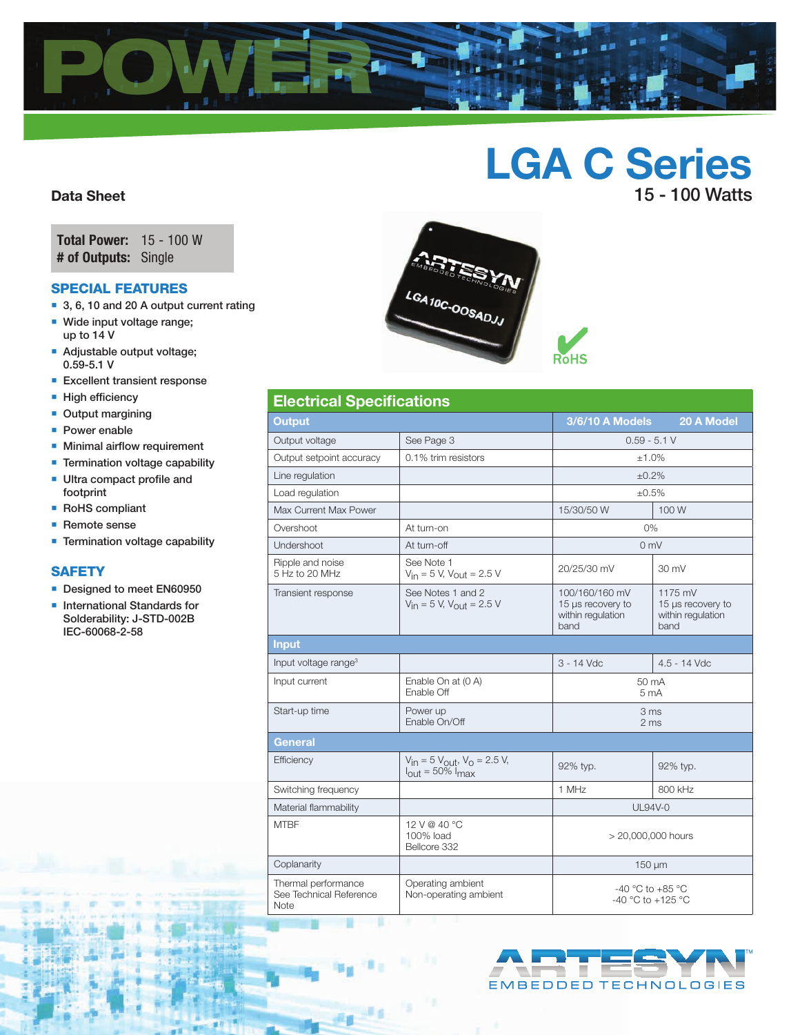# LGA C Series

15 - 100 Watts

**Data Sheet**

**Total Power:** 15 - 100 W
**# of Outputs:** Single

## SPECIAL FEATURES

- 3, 6, 10 and 20 A output current rating
- Wide input voltage range; up to 14 V
- Adjustable output voltage; 0.59-5.1 V
- Excellent transient response
- High efficiency
- Output margining
- Power enable
- Minimal airflow requirement
- Termination voltage capability
- Ultra compact profile and footprint
- RoHS compliant
- Remote sense
- Termination voltage capability

## SAFETY

- Designed to meet EN60950
- International Standards for Solderability: J-STD-002B IEC-60068-2-58

RoHS

## Electrical Specifications

| Output | | 3/6/10 A Models | 20 A Model |
|---|---|---|---|
| Output voltage | See Page 3 | 0.59 - 5.1 V | |
| Output setpoint accuracy | 0.1% trim resistors | ±1.0% | |
| Line regulation | | ±0.2% | |
| Load regulation | | ±0.5% | |
| Max Current Max Power | | 15/30/50 W | 100 W |
| Overshoot | At turn-on | 0% | |
| Undershoot | At turn-off | 0 mV | |
| Ripple and noise 5 Hz to 20 MHz | See Note 1 $V_{in}$ = 5 V, Vout = 2.5 V | 20/25/30 mV | 30 mV |
| Transient response | See Notes 1 and 2 $V_{in}$ = 5 V, $V_{out}$ = 2.5 V | 100/160/160 mV 15 µs recovery to within regulation band | 1175 mV 15 µs recovery to within regulation band |
| **Input** | | | |
| Input voltage range[3] | | 3 - 14 Vdc | 4.5 - 14 Vdc |
| Input current | Enable On at (0 A) Enable Off | 50 mA 5 mA | |
| Start-up time | Power up Enable On/Off | 3 ms 2 ms | |
| **General** | | | |
| Efficiency | $V_{in}$ = 5 $V_{out}$, $V_o$ = 2.5 V, $I_{out}$ = 50% $I_{max}$ | 92% typ. | 92% typ. |
| Switching frequency | | 1 MHz | 800 kHz |
| Material flammability | | UL94V-0 | |
| MTBF | 12 V @ 40 °C 100% load Bellcore 332 | > 20,000,000 hours | |
| Coplanarity | | 150 µm | |
| Thermal performance See Technical Reference Note | Operating ambient Non-operating ambient | -40 °C to +85 °C -40 °C to +125 °C | |

ARTESYN EMBEDDED TECHNOLOGIES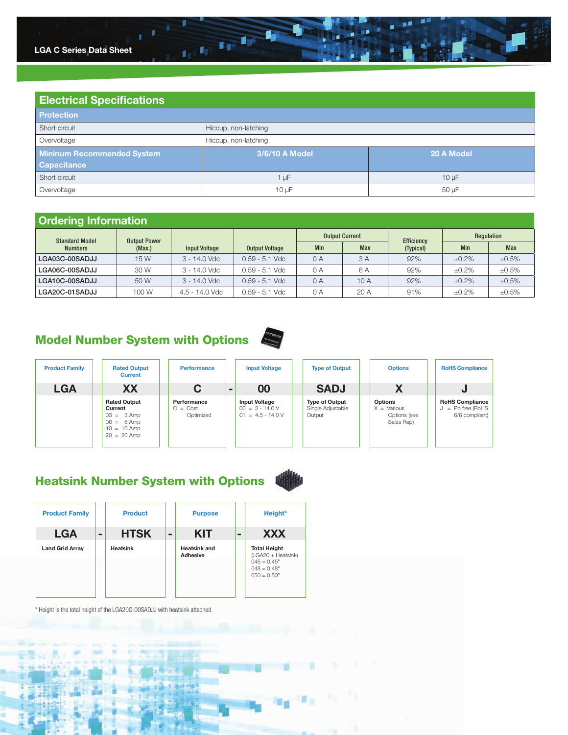## Electrical Specifications

| Protection | | |
|---|---|---|
| Short circuit | Hiccup, non-latching | |
| Overvoltage | Hiccup, non-latching | |
| **Mininum Recommended System Capacitance** | **3/6/10 A Model** | **20 A Model** |
| Short circuit | 1 µF | 10 µF |
| Overvoltage | 10 µF | 50 µF |

## Ordering Information

| Standard Model Numbers | Output Power (Max.) | Input Voltage | Output Voltage | Output Current | | Efficiency (Typical) | Regulation | |
|---|---|---|---|---|---|---|---|---|
| | | | | Min | Max | | Min | Max |
| LGA03C-00SADJJ | 15 W | 3 - 14.0 Vdc | 0.59 - 5.1 Vdc | 0 A | 3 A | 92% | ±0.2% | ±0.5% |
| LGA06C-00SADJJ | 30 W | 3 - 14.0 Vdc | 0.59 - 5.1 Vdc | 0 A | 6 A | 92% | ±0.2% | ±0.5% |
| LGA10C-00SADJJ | 50 W | 3 - 14.0 Vdc | 0.59 - 5.1 Vdc | 0 A | 10 A | 92% | ±0.2% | ±0.5% |
| LGA20C-01SADJJ | 100 W | 4.5 - 14.0 Vdc | 0.59 - 5.1 Vdc | 0 A | 20 A | 91% | ±0.2% | ±0.5% |

## Model Number System with Options

| Product Family | Rated Output Current | Performance | | Input Voltage | Type of Output | Options | RoHS Compliance |
|---|---|---|---|---|---|---|---|
| **LGA** | **XX** | **C** | - | **00** | **SADJ** | **X** | **J** |
| | **Rated Output Current**<br>03 = 3 Amp<br>06 = 6 Amp<br>10 = 10 Amp<br>20 = 20 Amp | **Performance**<br>C = Cost Optimized | | **Input Voltage**<br>00 = 3 - 14.0 V<br>01 = 4.5 - 14.0 V | **Type of Output**<br>Single Adjustable Output | **Options**<br>X = Various Options (see Sales Rep) | **RoHS Compliance**<br>J = Pb free (RoHS 6/6 compliant) |

## Heatsink Number System with Options

| Product Family | | Product | | Purpose | | Height* |
|---|---|---|---|---|---|---|
| **LGA** | - | **HTSK** | - | **KIT** | - | **XXX** |
| **Land Grid Array** | | **Heatsink** | | **Heatsink and Adhesive** | | **Total Height**<br>(LGA20 + Heatsink)<br>045 = 0.45"<br>048 = 0.48"<br>050 = 0.50" |

\* Height is the total height of the LGA20C-00SADJJ with heatsink attached.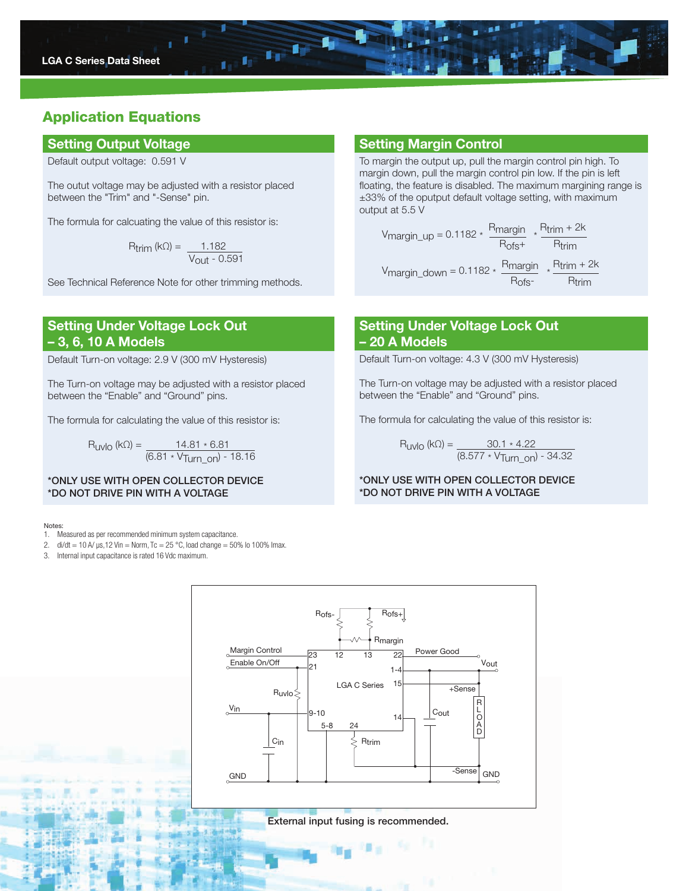# Application Equations

## Setting Output Voltage

Default output voltage: 0.591 V

The outut voltage may be adjusted with a resistor placed between the "Trim" and "-Sense" pin.

The formula for calcuating the value of this resistor is:

$$R_{trim}\ (k\Omega) = \frac{1.182}{V_{out} - 0.591}$$

See Technical Reference Note for other trimming methods.

## Setting Margin Control

To margin the output up, pull the margin control pin high. To margin down, pull the margin control pin low. If the pin is left floating, the feature is disabled. The maximum margining range is ±33% of the oputput default voltage setting, with maximum output at 5.5 V

$$V_{margin\_up} = 0.1182 * \frac{R_{margin}}{R_{ofs+}} * \frac{R_{trim} + 2k}{R_{trim}}$$

$$V_{margin\_down} = 0.1182 * \frac{R_{margin}}{R_{ofs-}} * \frac{R_{trim} + 2k}{R_{trim}}$$

## Setting Under Voltage Lock Out – 3, 6, 10 A Models

Default Turn-on voltage: 2.9 V (300 mV Hysteresis)

The Turn-on voltage may be adjusted with a resistor placed between the “Enable” and “Ground” pins.

The formula for calculating the value of this resistor is:

$$R_{uvlo}\ (k\Omega) = \frac{14.81 * 6.81}{(6.81 * V_{Turn\_on}) - 18.16}$$

**\*ONLY USE WITH OPEN COLLECTOR DEVICE**
**\*DO NOT DRIVE PIN WITH A VOLTAGE**

## Setting Under Voltage Lock Out – 20 A Models

Default Turn-on voltage: 4.3 V (300 mV Hysteresis)

The Turn-on voltage may be adjusted with a resistor placed between the “Enable” and “Ground” pins.

The formula for calculating the value of this resistor is:

$$R_{uvlo}\ (k\Omega) = \frac{30.1 * 4.22}{(8.577 * V_{Turn\_on}) - 34.32}$$

**\*ONLY USE WITH OPEN COLLECTOR DEVICE**
**\*DO NOT DRIVE PIN WITH A VOLTAGE**

Notes:
1. Measured as per recommended minimum system capacitance.
2. di/dt = 10 A/ µs,12 Vin = Norm, Tc = 25 °C, load change = 50% Io 100% Imax.
3. Internal input capacitance is rated 16 Vdc maximum.

External input fusing is recommended.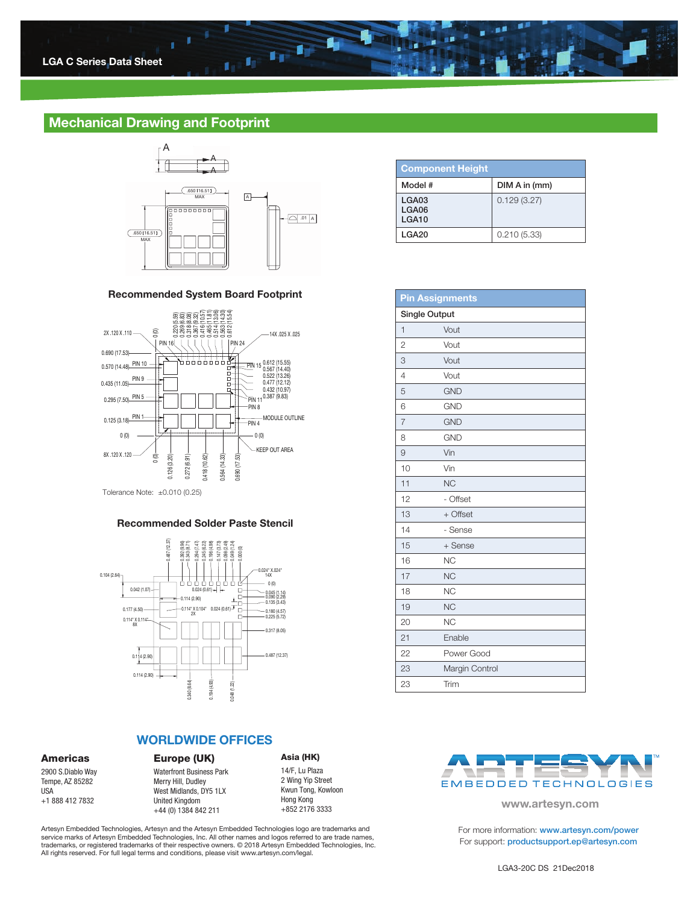## Mechanical Drawing and Footprint

A

.650 [16.51] MAX

.650 [16.51] MAX

A

.01 A

### Recommended System Board Footprint

2X .120 X .110

0 (0)
0.220 (5.59)
0.269 (6.83)
0.318 (8.08)
0.367 (9.32)
0.416 (10.57)
0.465 (11.81)
0.514 (13.06)
0.563 (14.30)
0.612 (15.54)

14X .025 X .025

PIN 16
PIN 24

0.690 (17.53)
0.570 (14.48) PIN 10
0.435 (11.05) PIN 9
0.295 (7.50) PIN 5
0.125 (3.18) PIN 1
0 (0)

PIN 15
0.612 (15.55)
0.567 (14.40)
0.522 (13.26)
0.477 (12.12)
0.432 (10.97)
PIN 11 0.387 (9.83)
PIN 8
MODULE OUTLINE
PIN 4
0 (0)
KEEP OUT AREA

8X .120 X .120

0 (0)
0.126 (3.20)
0.272 (6.91)
0.418 (10.62)
0.564 (14.33)
0.690 (17.53)

Tolerance Note: ±0.010 (0.25)

### Recommended Solder Paste Stencil

0.487 (12.37)
0.392 (9.96)
0.343 (8.71)
0.294 (7.47)
0.245 (6.22)
0.196 (4.98)
0.147 (3.73)
0.098 (2.49)
0.049 (1.24)
0.000 (0)

0.104 (2.64)
0.042 (1.07)
0.024 (0.61)
0.114 (2.90)
0.177 (4.50)
0.114" X 0.114" 8X
0.114" X 0.104" 2X
0.024 (0.61)

0.024" X 0.024" 14X
0 (0)
0.045 (1.14)
0.090 (2.29)
0.135 (3.43)
0.180 (4.57)
0.225 (5.72)
0.317 (8.05)
0.487 (12.37)

0.114 (2.90)
0.114 (2.90)

0.340 (8.64)
0.194 (4.93)
0.048 (1.22)

| Component Height | |
|---|---|
| Model # | DIM A in (mm) |
| LGA03<br>LGA06<br>LGA10 | 0.129 (3.27) |
| LGA20 | 0.210 (5.33) |

| Pin Assignments | |
|---|---|
| Single Output | |
| 1 | Vout |
| 2 | Vout |
| 3 | Vout |
| 4 | Vout |
| 5 | GND |
| 6 | GND |
| 7 | GND |
| 8 | GND |
| 9 | Vin |
| 10 | Vin |
| 11 | NC |
| 12 | - Offset |
| 13 | + Offset |
| 14 | - Sense |
| 15 | + Sense |
| 16 | NC |
| 17 | NC |
| 18 | NC |
| 19 | NC |
| 20 | NC |
| 21 | Enable |
| 22 | Power Good |
| 23 | Margin Control |
| 23 | Trim |

## WORLDWIDE OFFICES

**Americas**
2900 S.Diablo Way
Tempe, AZ 85282
USA
+1 888 412 7832

**Europe (UK)**
Waterfront Business Park
Merry Hill, Dudley
West Midlands, DY5 1LX
United Kingdom
+44 (0) 1384 842 211

**Asia (HK)**
14/F, Lu Plaza
2 Wing Yip Street
Kwun Tong, Kowloon
Hong Kong
+852 2176 3333

ARTESYN™ EMBEDDED TECHNOLOGIES

www.artesyn.com

Artesyn Embedded Technologies, Artesyn and the Artesyn Embedded Technologies logo are trademarks and service marks of Artesyn Embedded Technologies, Inc. All other names and logos referred to are trade names, trademarks, or registered trademarks of their respective owners. © 2018 Artesyn Embedded Technologies, Inc. All rights reserved. For full legal terms and conditions, please visit www.artesyn.com/legal.

For more information: www.artesyn.com/power
For support: productsupport.ep@artesyn.com

LGA3-20C DS 21Dec2018